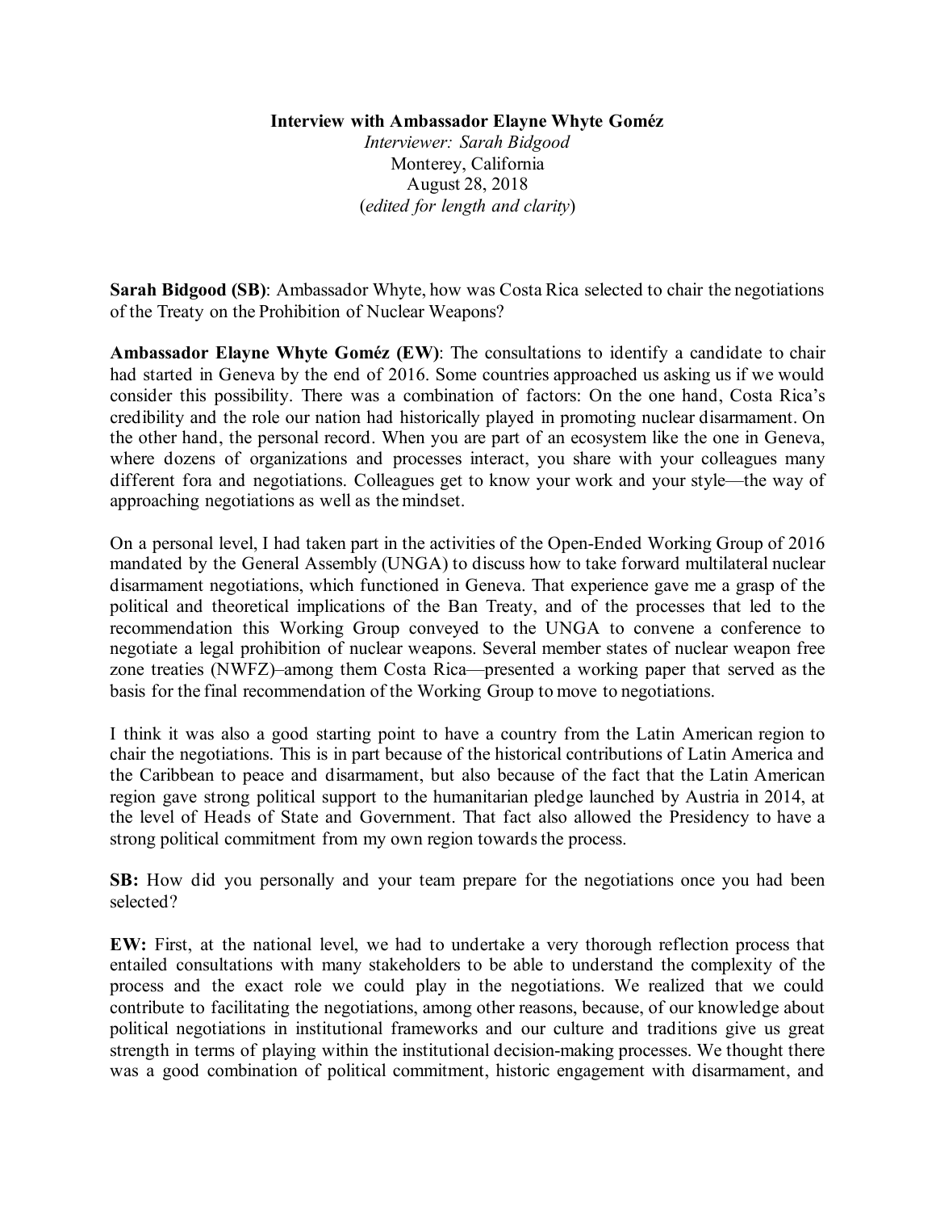**Interview with Ambassador Elayne Whyte Goméz**
*Interviewer: Sarah Bidgood*
Monterey, California
August 28, 2018
(*edited for length and clarity*)

**Sarah Bidgood (SB)**: Ambassador Whyte, how was Costa Rica selected to chair the negotiations of the Treaty on the Prohibition of Nuclear Weapons?

**Ambassador Elayne Whyte Gomèz (EW)**: The consultations to identify a candidate to chair had started in Geneva by the end of 2016. Some countries approached us asking us if we would consider this possibility. There was a combination of factors: On the one hand, Costa Rica's credibility and the role our nation had historically played in promoting nuclear disarmament. On the other hand, the personal record. When you are part of an ecosystem like the one in Geneva, where dozens of organizations and processes interact, you share with your colleagues many different fora and negotiations. Colleagues get to know your work and your style—the way of approaching negotiations as well as the mindset.

On a personal level, I had taken part in the activities of the Open-Ended Working Group of 2016 mandated by the General Assembly (UNGA) to discuss how to take forward multilateral nuclear disarmament negotiations, which functioned in Geneva. That experience gave me a grasp of the political and theoretical implications of the Ban Treaty, and of the processes that led to the recommendation this Working Group conveyed to the UNGA to convene a conference to negotiate a legal prohibition of nuclear weapons. Several member states of nuclear weapon free zone treaties (NWFZ)–among them Costa Rica—presented a working paper that served as the basis for the final recommendation of the Working Group to move to negotiations.

I think it was also a good starting point to have a country from the Latin American region to chair the negotiations. This is in part because of the historical contributions of Latin America and the Caribbean to peace and disarmament, but also because of the fact that the Latin American region gave strong political support to the humanitarian pledge launched by Austria in 2014, at the level of Heads of State and Government. That fact also allowed the Presidency to have a strong political commitment from my own region towards the process.

**SB:** How did you personally and your team prepare for the negotiations once you had been selected?

**EW:** First, at the national level, we had to undertake a very thorough reflection process that entailed consultations with many stakeholders to be able to understand the complexity of the process and the exact role we could play in the negotiations. We realized that we could contribute to facilitating the negotiations, among other reasons, because, of our knowledge about political negotiations in institutional frameworks and our culture and traditions give us great strength in terms of playing within the institutional decision-making processes. We thought there was a good combination of political commitment, historic engagement with disarmament, and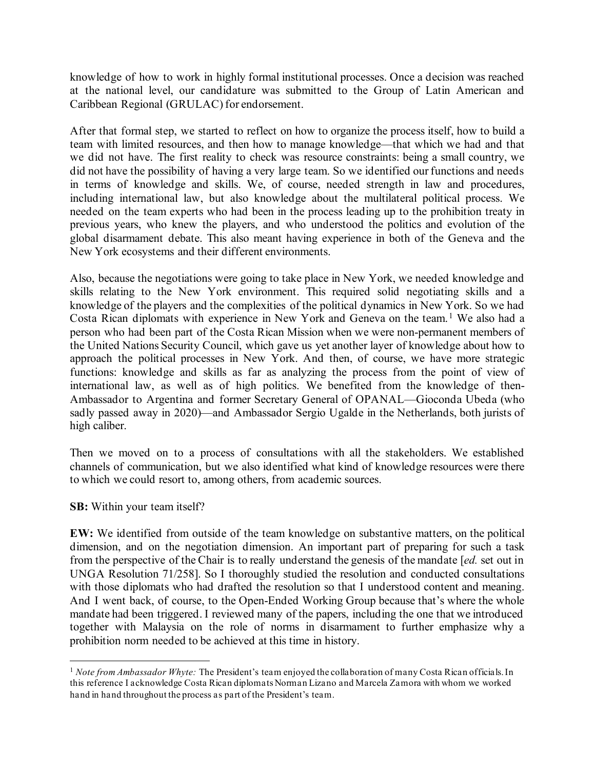knowledge of how to work in highly formal institutional processes. Once a decision was reached at the national level, our candidature was submitted to the Group of Latin American and Caribbean Regional (GRULAC) for endorsement.

After that formal step, we started to reflect on how to organize the process itself, how to build a team with limited resources, and then how to manage knowledge—that which we had and that we did not have. The first reality to check was resource constraints: being a small country, we did not have the possibility of having a very large team. So we identified our functions and needs in terms of knowledge and skills. We, of course, needed strength in law and procedures, including international law, but also knowledge about the multilateral political process. We needed on the team experts who had been in the process leading up to the prohibition treaty in previous years, who knew the players, and who understood the politics and evolution of the global disarmament debate. This also meant having experience in both of the Geneva and the New York ecosystems and their different environments.

Also, because the negotiations were going to take place in New York, we needed knowledge and skills relating to the New York environment. This required solid negotiating skills and a knowledge of the players and the complexities of the political dynamics in New York. So we had Costa Rican diplomats with experience in New York and Geneva on the team.[1] We also had a person who had been part of the Costa Rican Mission when we were non-permanent members of the United Nations Security Council, which gave us yet another layer of knowledge about how to approach the political processes in New York. And then, of course, we have more strategic functions: knowledge and skills as far as analyzing the process from the point of view of international law, as well as of high politics. We benefited from the knowledge of then-Ambassador to Argentina and former Secretary General of OPANAL—Gioconda Ubeda (who sadly passed away in 2020)—and Ambassador Sergio Ugalde in the Netherlands, both jurists of high caliber.

Then we moved on to a process of consultations with all the stakeholders. We established channels of communication, but we also identified what kind of knowledge resources were there to which we could resort to, among others, from academic sources.

**SB:** Within your team itself?

**EW:** We identified from outside of the team knowledge on substantive matters, on the political dimension, and on the negotiation dimension. An important part of preparing for such a task from the perspective of the Chair is to really understand the genesis of the mandate [*ed.* set out in UNGA Resolution 71/258]. So I thoroughly studied the resolution and conducted consultations with those diplomats who had drafted the resolution so that I understood content and meaning. And I went back, of course, to the Open-Ended Working Group because that's where the whole mandate had been triggered. I reviewed many of the papers, including the one that we introduced together with Malaysia on the role of norms in disarmament to further emphasize why a prohibition norm needed to be achieved at this time in history.

[1] *Note from Ambassador Whyte:* The President's team enjoyed the collaboration of many Costa Rican officials. In this reference I acknowledge Costa Rican diplomats Norman Lizano and Marcela Zamora with whom we worked hand in hand throughout the process as part of the President's team.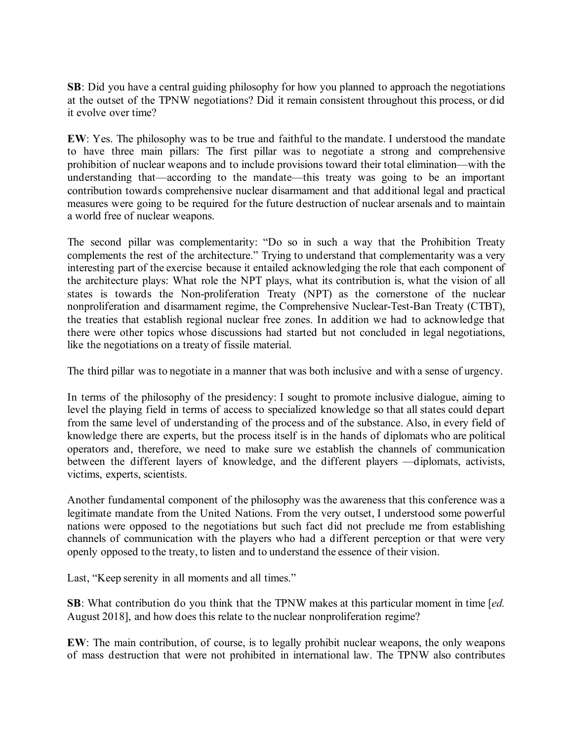**SB**: Did you have a central guiding philosophy for how you planned to approach the negotiations at the outset of the TPNW negotiations? Did it remain consistent throughout this process, or did it evolve over time?

**EW**: Yes. The philosophy was to be true and faithful to the mandate. I understood the mandate to have three main pillars: The first pillar was to negotiate a strong and comprehensive prohibition of nuclear weapons and to include provisions toward their total elimination—with the understanding that—according to the mandate—this treaty was going to be an important contribution towards comprehensive nuclear disarmament and that additional legal and practical measures were going to be required for the future destruction of nuclear arsenals and to maintain a world free of nuclear weapons.

The second pillar was complementarity: "Do so in such a way that the Prohibition Treaty complements the rest of the architecture." Trying to understand that complementarity was a very interesting part of the exercise because it entailed acknowledging the role that each component of the architecture plays: What role the NPT plays, what its contribution is, what the vision of all states is towards the Non-proliferation Treaty (NPT) as the cornerstone of the nuclear nonproliferation and disarmament regime, the Comprehensive Nuclear-Test-Ban Treaty (CTBT), the treaties that establish regional nuclear free zones. In addition we had to acknowledge that there were other topics whose discussions had started but not concluded in legal negotiations, like the negotiations on a treaty of fissile material.

The third pillar was to negotiate in a manner that was both inclusive and with a sense of urgency.

In terms of the philosophy of the presidency: I sought to promote inclusive dialogue, aiming to level the playing field in terms of access to specialized knowledge so that all states could depart from the same level of understanding of the process and of the substance. Also, in every field of knowledge there are experts, but the process itself is in the hands of diplomats who are political operators and, therefore, we need to make sure we establish the channels of communication between the different layers of knowledge, and the different players —diplomats, activists, victims, experts, scientists.

Another fundamental component of the philosophy was the awareness that this conference was a legitimate mandate from the United Nations. From the very outset, I understood some powerful nations were opposed to the negotiations but such fact did not preclude me from establishing channels of communication with the players who had a different perception or that were very openly opposed to the treaty, to listen and to understand the essence of their vision.

Last, "Keep serenity in all moments and all times."

**SB**: What contribution do you think that the TPNW makes at this particular moment in time [*ed.* August 2018], and how does this relate to the nuclear nonproliferation regime?

**EW**: The main contribution, of course, is to legally prohibit nuclear weapons, the only weapons of mass destruction that were not prohibited in international law. The TPNW also contributes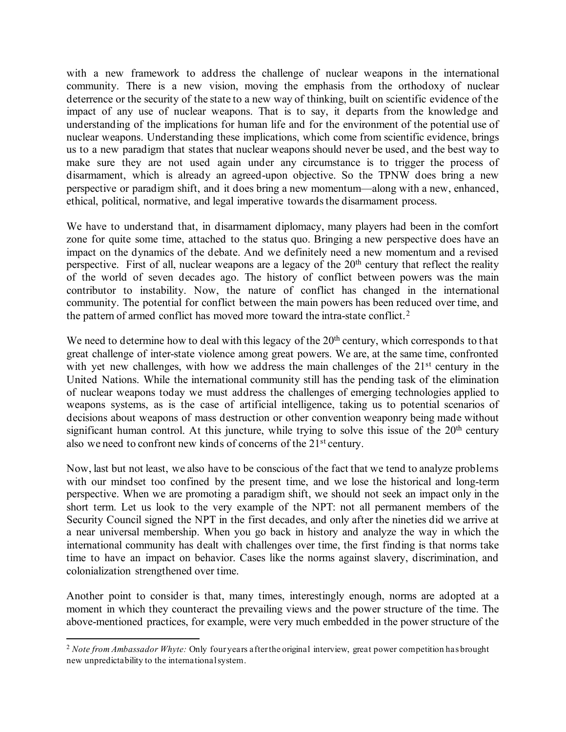with a new framework to address the challenge of nuclear weapons in the international community. There is a new vision, moving the emphasis from the orthodoxy of nuclear deterrence or the security of the state to a new way of thinking, built on scientific evidence of the impact of any use of nuclear weapons. That is to say, it departs from the knowledge and understanding of the implications for human life and for the environment of the potential use of nuclear weapons. Understanding these implications, which come from scientific evidence, brings us to a new paradigm that states that nuclear weapons should never be used, and the best way to make sure they are not used again under any circumstance is to trigger the process of disarmament, which is already an agreed-upon objective. So the TPNW does bring a new perspective or paradigm shift, and it does bring a new momentum—along with a new, enhanced, ethical, political, normative, and legal imperative towards the disarmament process.

We have to understand that, in disarmament diplomacy, many players had been in the comfort zone for quite some time, attached to the status quo. Bringing a new perspective does have an impact on the dynamics of the debate. And we definitely need a new momentum and a revised perspective. First of all, nuclear weapons are a legacy of the 20th century that reflect the reality of the world of seven decades ago. The history of conflict between powers was the main contributor to instability. Now, the nature of conflict has changed in the international community. The potential for conflict between the main powers has been reduced over time, and the pattern of armed conflict has moved more toward the intra-state conflict.[2]

We need to determine how to deal with this legacy of the 20th century, which corresponds to that great challenge of inter-state violence among great powers. We are, at the same time, confronted with yet new challenges, with how we address the main challenges of the 21st century in the United Nations. While the international community still has the pending task of the elimination of nuclear weapons today we must address the challenges of emerging technologies applied to weapons systems, as is the case of artificial intelligence, taking us to potential scenarios of decisions about weapons of mass destruction or other convention weaponry being made without significant human control. At this juncture, while trying to solve this issue of the 20th century also we need to confront new kinds of concerns of the 21st century.

Now, last but not least, we also have to be conscious of the fact that we tend to analyze problems with our mindset too confined by the present time, and we lose the historical and long-term perspective. When we are promoting a paradigm shift, we should not seek an impact only in the short term. Let us look to the very example of the NPT: not all permanent members of the Security Council signed the NPT in the first decades, and only after the nineties did we arrive at a near universal membership. When you go back in history and analyze the way in which the international community has dealt with challenges over time, the first finding is that norms take time to have an impact on behavior. Cases like the norms against slavery, discrimination, and colonialization strengthened over time.

Another point to consider is that, many times, interestingly enough, norms are adopted at a moment in which they counteract the prevailing views and the power structure of the time. The above-mentioned practices, for example, were very much embedded in the power structure of the

[2] *Note from Ambassador Whyte:* Only four years after the original interview, great power competition has brought new unpredictability to the international system.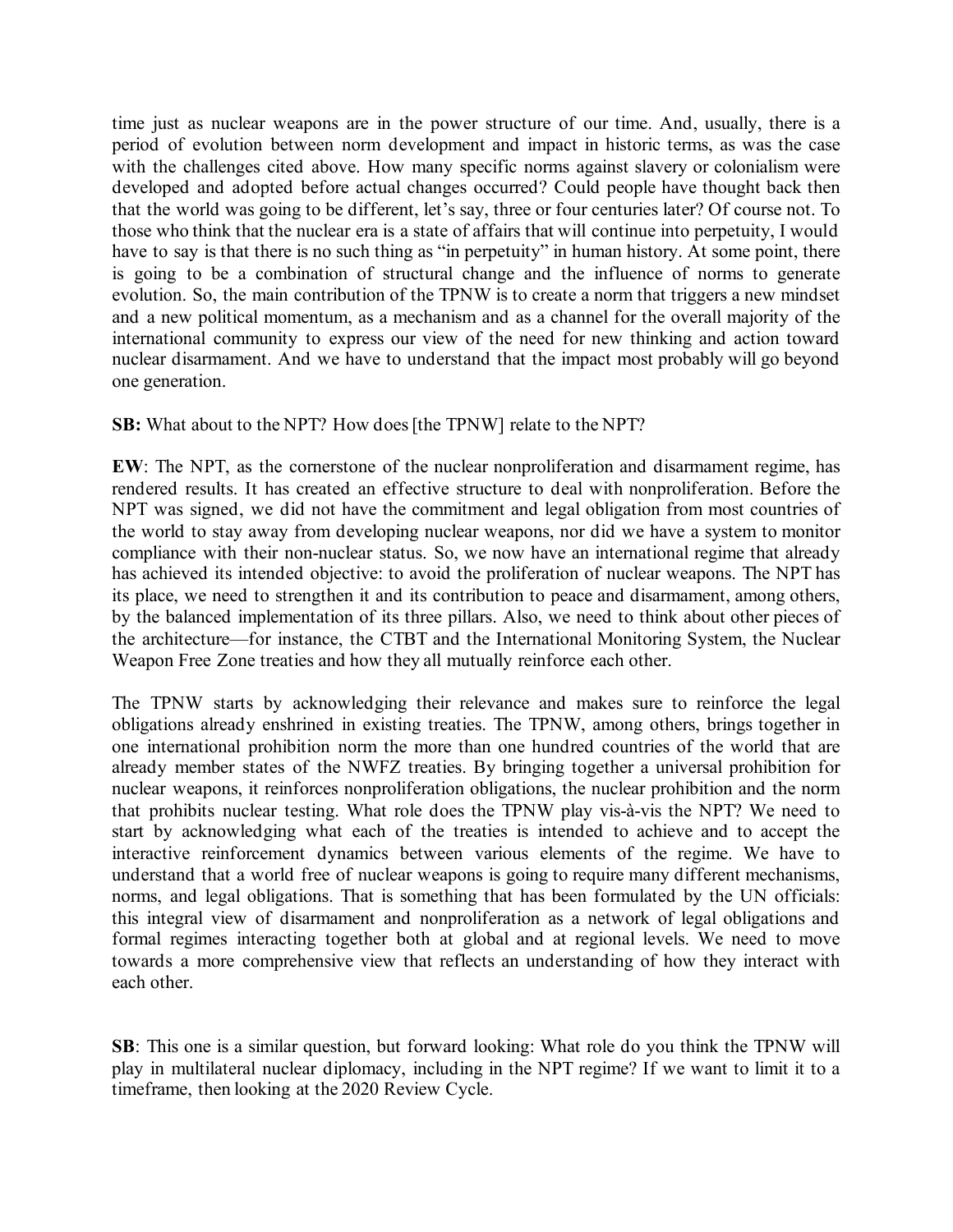time just as nuclear weapons are in the power structure of our time. And, usually, there is a period of evolution between norm development and impact in historic terms, as was the case with the challenges cited above. How many specific norms against slavery or colonialism were developed and adopted before actual changes occurred? Could people have thought back then that the world was going to be different, let's say, three or four centuries later? Of course not. To those who think that the nuclear era is a state of affairs that will continue into perpetuity, I would have to say is that there is no such thing as "in perpetuity" in human history. At some point, there is going to be a combination of structural change and the influence of norms to generate evolution. So, the main contribution of the TPNW is to create a norm that triggers a new mindset and a new political momentum, as a mechanism and as a channel for the overall majority of the international community to express our view of the need for new thinking and action toward nuclear disarmament. And we have to understand that the impact most probably will go beyond one generation.

**SB:** What about to the NPT? How does [the TPNW] relate to the NPT?

**EW**: The NPT, as the cornerstone of the nuclear nonproliferation and disarmament regime, has rendered results. It has created an effective structure to deal with nonproliferation. Before the NPT was signed, we did not have the commitment and legal obligation from most countries of the world to stay away from developing nuclear weapons, nor did we have a system to monitor compliance with their non-nuclear status. So, we now have an international regime that already has achieved its intended objective: to avoid the proliferation of nuclear weapons. The NPT has its place, we need to strengthen it and its contribution to peace and disarmament, among others, by the balanced implementation of its three pillars. Also, we need to think about other pieces of the architecture—for instance, the CTBT and the International Monitoring System, the Nuclear Weapon Free Zone treaties and how they all mutually reinforce each other.

The TPNW starts by acknowledging their relevance and makes sure to reinforce the legal obligations already enshrined in existing treaties. The TPNW, among others, brings together in one international prohibition norm the more than one hundred countries of the world that are already member states of the NWFZ treaties. By bringing together a universal prohibition for nuclear weapons, it reinforces nonproliferation obligations, the nuclear prohibition and the norm that prohibits nuclear testing. What role does the TPNW play vis-à-vis the NPT? We need to start by acknowledging what each of the treaties is intended to achieve and to accept the interactive reinforcement dynamics between various elements of the regime. We have to understand that a world free of nuclear weapons is going to require many different mechanisms, norms, and legal obligations. That is something that has been formulated by the UN officials: this integral view of disarmament and nonproliferation as a network of legal obligations and formal regimes interacting together both at global and at regional levels. We need to move towards a more comprehensive view that reflects an understanding of how they interact with each other.

**SB**: This one is a similar question, but forward looking: What role do you think the TPNW will play in multilateral nuclear diplomacy, including in the NPT regime? If we want to limit it to a timeframe, then looking at the 2020 Review Cycle.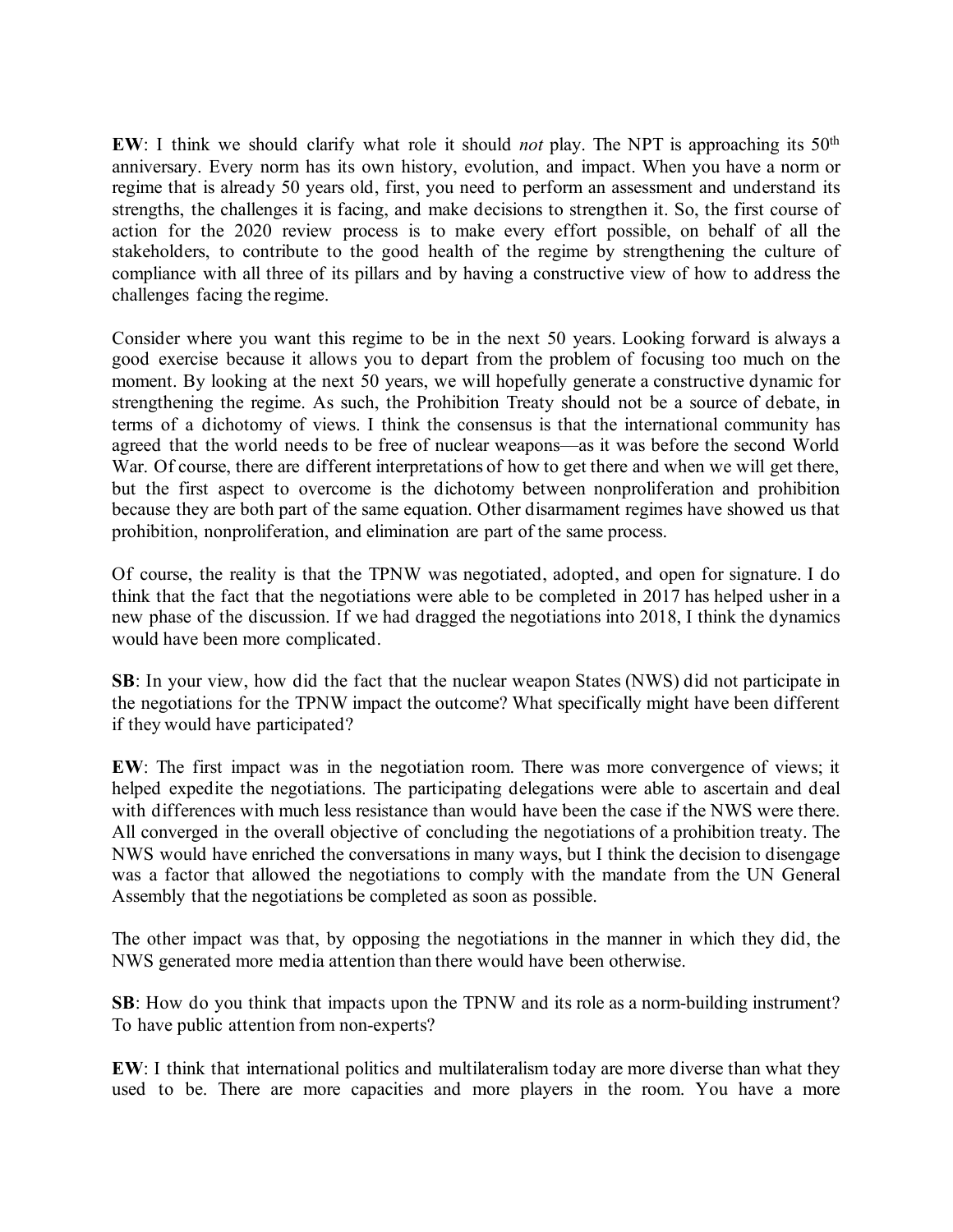**EW**: I think we should clarify what role it should *not* play. The NPT is approaching its 50th anniversary. Every norm has its own history, evolution, and impact. When you have a norm or regime that is already 50 years old, first, you need to perform an assessment and understand its strengths, the challenges it is facing, and make decisions to strengthen it. So, the first course of action for the 2020 review process is to make every effort possible, on behalf of all the stakeholders, to contribute to the good health of the regime by strengthening the culture of compliance with all three of its pillars and by having a constructive view of how to address the challenges facing the regime.

Consider where you want this regime to be in the next 50 years. Looking forward is always a good exercise because it allows you to depart from the problem of focusing too much on the moment. By looking at the next 50 years, we will hopefully generate a constructive dynamic for strengthening the regime. As such, the Prohibition Treaty should not be a source of debate, in terms of a dichotomy of views. I think the consensus is that the international community has agreed that the world needs to be free of nuclear weapons—as it was before the second World War. Of course, there are different interpretations of how to get there and when we will get there, but the first aspect to overcome is the dichotomy between nonproliferation and prohibition because they are both part of the same equation. Other disarmament regimes have showed us that prohibition, nonproliferation, and elimination are part of the same process.

Of course, the reality is that the TPNW was negotiated, adopted, and open for signature. I do think that the fact that the negotiations were able to be completed in 2017 has helped usher in a new phase of the discussion. If we had dragged the negotiations into 2018, I think the dynamics would have been more complicated.

**SB**: In your view, how did the fact that the nuclear weapon States (NWS) did not participate in the negotiations for the TPNW impact the outcome? What specifically might have been different if they would have participated?

**EW**: The first impact was in the negotiation room. There was more convergence of views; it helped expedite the negotiations. The participating delegations were able to ascertain and deal with differences with much less resistance than would have been the case if the NWS were there. All converged in the overall objective of concluding the negotiations of a prohibition treaty. The NWS would have enriched the conversations in many ways, but I think the decision to disengage was a factor that allowed the negotiations to comply with the mandate from the UN General Assembly that the negotiations be completed as soon as possible.

The other impact was that, by opposing the negotiations in the manner in which they did, the NWS generated more media attention than there would have been otherwise.

**SB**: How do you think that impacts upon the TPNW and its role as a norm-building instrument? To have public attention from non-experts?

**EW**: I think that international politics and multilateralism today are more diverse than what they used to be. There are more capacities and more players in the room. You have a more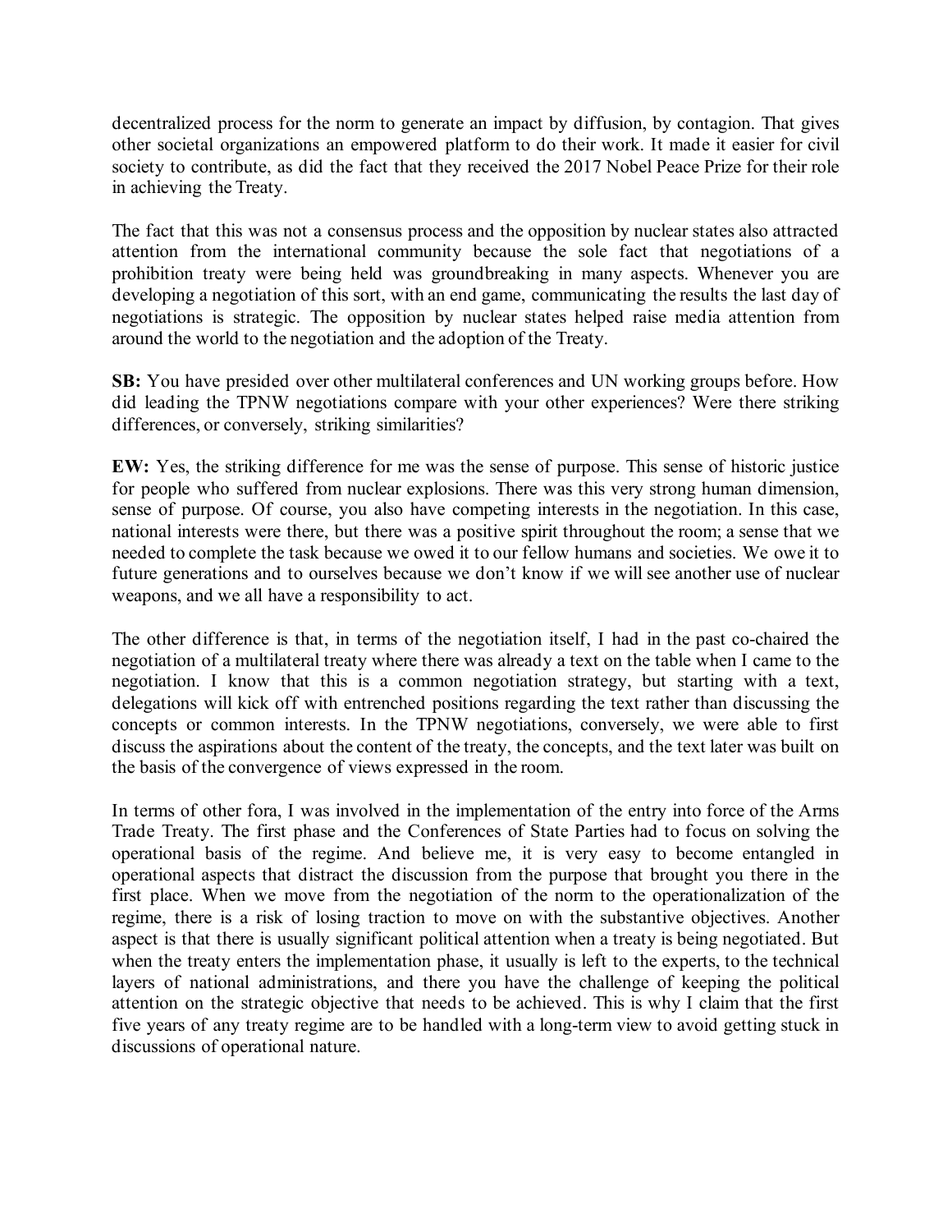decentralized process for the norm to generate an impact by diffusion, by contagion. That gives other societal organizations an empowered platform to do their work. It made it easier for civil society to contribute, as did the fact that they received the 2017 Nobel Peace Prize for their role in achieving the Treaty.

The fact that this was not a consensus process and the opposition by nuclear states also attracted attention from the international community because the sole fact that negotiations of a prohibition treaty were being held was groundbreaking in many aspects. Whenever you are developing a negotiation of this sort, with an end game, communicating the results the last day of negotiations is strategic. The opposition by nuclear states helped raise media attention from around the world to the negotiation and the adoption of the Treaty.

**SB:** You have presided over other multilateral conferences and UN working groups before. How did leading the TPNW negotiations compare with your other experiences? Were there striking differences, or conversely, striking similarities?

**EW:** Yes, the striking difference for me was the sense of purpose. This sense of historic justice for people who suffered from nuclear explosions. There was this very strong human dimension, sense of purpose. Of course, you also have competing interests in the negotiation. In this case, national interests were there, but there was a positive spirit throughout the room; a sense that we needed to complete the task because we owed it to our fellow humans and societies. We owe it to future generations and to ourselves because we don't know if we will see another use of nuclear weapons, and we all have a responsibility to act.

The other difference is that, in terms of the negotiation itself, I had in the past co-chaired the negotiation of a multilateral treaty where there was already a text on the table when I came to the negotiation. I know that this is a common negotiation strategy, but starting with a text, delegations will kick off with entrenched positions regarding the text rather than discussing the concepts or common interests. In the TPNW negotiations, conversely, we were able to first discuss the aspirations about the content of the treaty, the concepts, and the text later was built on the basis of the convergence of views expressed in the room.

In terms of other fora, I was involved in the implementation of the entry into force of the Arms Trade Treaty. The first phase and the Conferences of State Parties had to focus on solving the operational basis of the regime. And believe me, it is very easy to become entangled in operational aspects that distract the discussion from the purpose that brought you there in the first place. When we move from the negotiation of the norm to the operationalization of the regime, there is a risk of losing traction to move on with the substantive objectives. Another aspect is that there is usually significant political attention when a treaty is being negotiated. But when the treaty enters the implementation phase, it usually is left to the experts, to the technical layers of national administrations, and there you have the challenge of keeping the political attention on the strategic objective that needs to be achieved. This is why I claim that the first five years of any treaty regime are to be handled with a long-term view to avoid getting stuck in discussions of operational nature.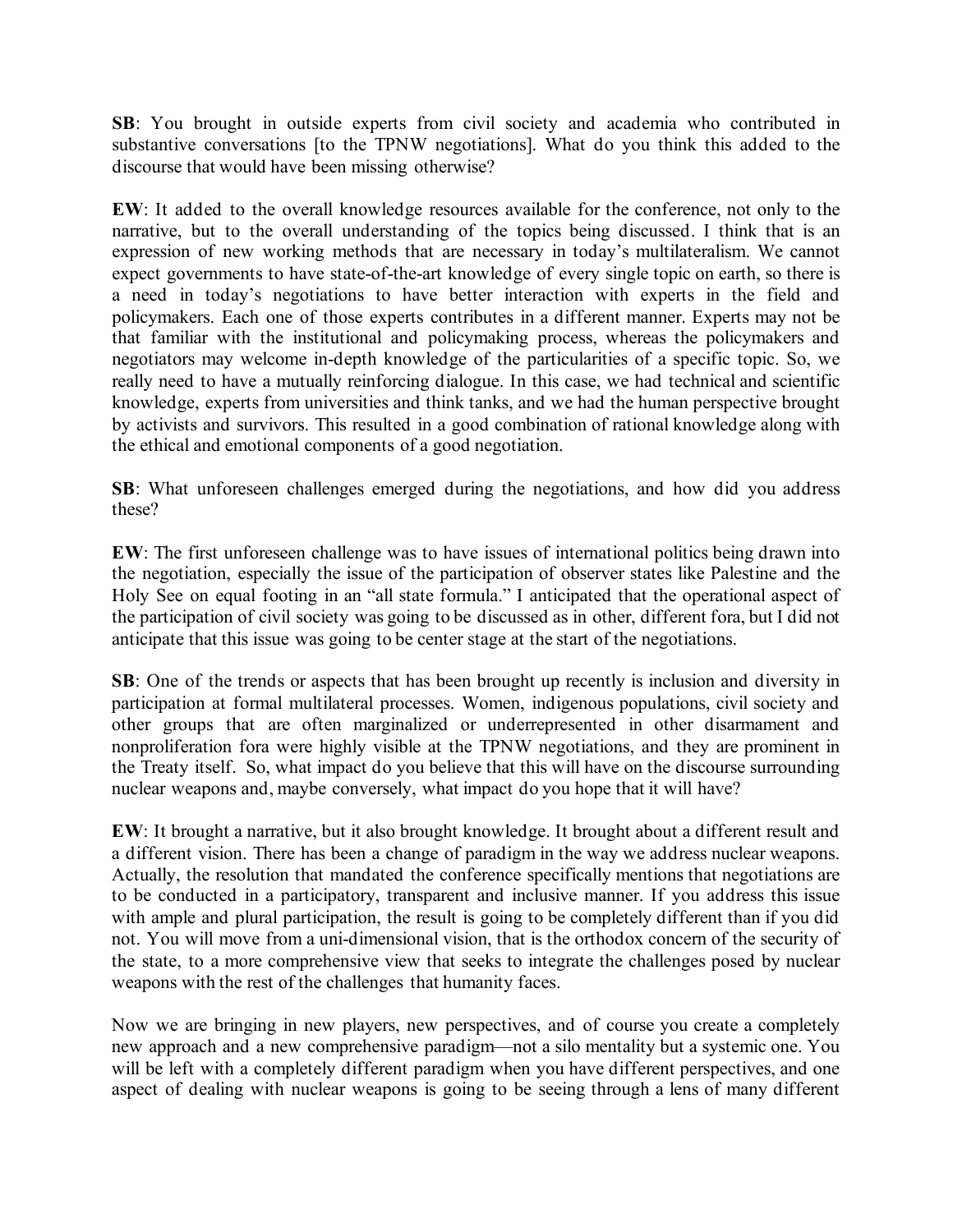**SB**: You brought in outside experts from civil society and academia who contributed in substantive conversations [to the TPNW negotiations]. What do you think this added to the discourse that would have been missing otherwise?

**EW**: It added to the overall knowledge resources available for the conference, not only to the narrative, but to the overall understanding of the topics being discussed. I think that is an expression of new working methods that are necessary in today's multilateralism. We cannot expect governments to have state-of-the-art knowledge of every single topic on earth, so there is a need in today's negotiations to have better interaction with experts in the field and policymakers. Each one of those experts contributes in a different manner. Experts may not be that familiar with the institutional and policymaking process, whereas the policymakers and negotiators may welcome in-depth knowledge of the particularities of a specific topic. So, we really need to have a mutually reinforcing dialogue. In this case, we had technical and scientific knowledge, experts from universities and think tanks, and we had the human perspective brought by activists and survivors. This resulted in a good combination of rational knowledge along with the ethical and emotional components of a good negotiation.

**SB**: What unforeseen challenges emerged during the negotiations, and how did you address these?

**EW**: The first unforeseen challenge was to have issues of international politics being drawn into the negotiation, especially the issue of the participation of observer states like Palestine and the Holy See on equal footing in an "all state formula." I anticipated that the operational aspect of the participation of civil society was going to be discussed as in other, different fora, but I did not anticipate that this issue was going to be center stage at the start of the negotiations.

**SB**: One of the trends or aspects that has been brought up recently is inclusion and diversity in participation at formal multilateral processes. Women, indigenous populations, civil society and other groups that are often marginalized or underrepresented in other disarmament and nonproliferation fora were highly visible at the TPNW negotiations, and they are prominent in the Treaty itself. So, what impact do you believe that this will have on the discourse surrounding nuclear weapons and, maybe conversely, what impact do you hope that it will have?

**EW**: It brought a narrative, but it also brought knowledge. It brought about a different result and a different vision. There has been a change of paradigm in the way we address nuclear weapons. Actually, the resolution that mandated the conference specifically mentions that negotiations are to be conducted in a participatory, transparent and inclusive manner. If you address this issue with ample and plural participation, the result is going to be completely different than if you did not. You will move from a uni-dimensional vision, that is the orthodox concern of the security of the state, to a more comprehensive view that seeks to integrate the challenges posed by nuclear weapons with the rest of the challenges that humanity faces.

Now we are bringing in new players, new perspectives, and of course you create a completely new approach and a new comprehensive paradigm—not a silo mentality but a systemic one. You will be left with a completely different paradigm when you have different perspectives, and one aspect of dealing with nuclear weapons is going to be seeing through a lens of many different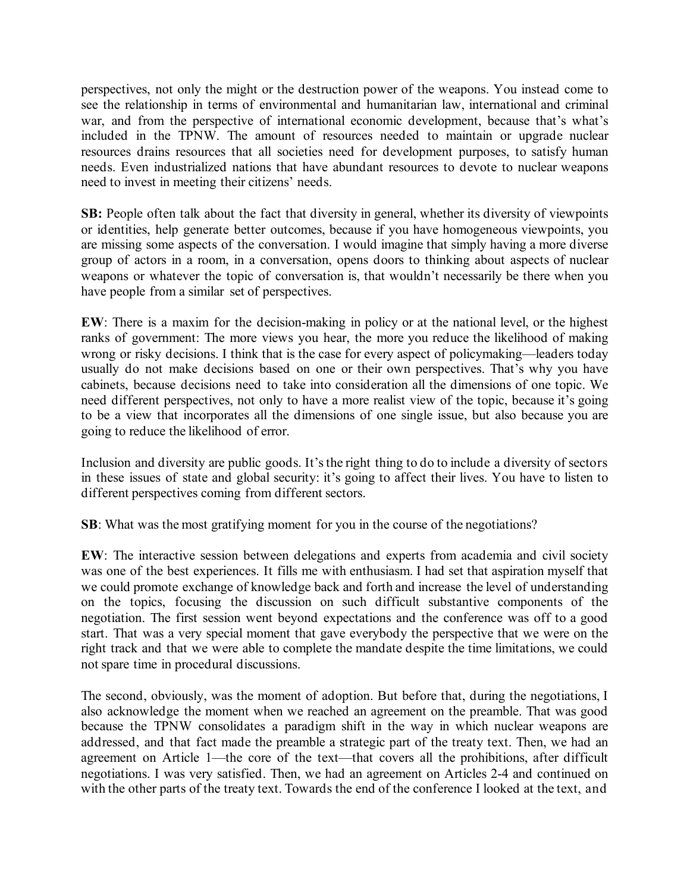perspectives, not only the might or the destruction power of the weapons. You instead come to see the relationship in terms of environmental and humanitarian law, international and criminal war, and from the perspective of international economic development, because that's what's included in the TPNW. The amount of resources needed to maintain or upgrade nuclear resources drains resources that all societies need for development purposes, to satisfy human needs. Even industrialized nations that have abundant resources to devote to nuclear weapons need to invest in meeting their citizens' needs.

**SB:** People often talk about the fact that diversity in general, whether its diversity of viewpoints or identities, help generate better outcomes, because if you have homogeneous viewpoints, you are missing some aspects of the conversation. I would imagine that simply having a more diverse group of actors in a room, in a conversation, opens doors to thinking about aspects of nuclear weapons or whatever the topic of conversation is, that wouldn't necessarily be there when you have people from a similar set of perspectives.

**EW**: There is a maxim for the decision-making in policy or at the national level, or the highest ranks of government: The more views you hear, the more you reduce the likelihood of making wrong or risky decisions. I think that is the case for every aspect of policymaking—leaders today usually do not make decisions based on one or their own perspectives. That's why you have cabinets, because decisions need to take into consideration all the dimensions of one topic. We need different perspectives, not only to have a more realist view of the topic, because it's going to be a view that incorporates all the dimensions of one single issue, but also because you are going to reduce the likelihood of error.

Inclusion and diversity are public goods. It's the right thing to do to include a diversity of sectors in these issues of state and global security: it's going to affect their lives. You have to listen to different perspectives coming from different sectors.

**SB**: What was the most gratifying moment for you in the course of the negotiations?

**EW**: The interactive session between delegations and experts from academia and civil society was one of the best experiences. It fills me with enthusiasm. I had set that aspiration myself that we could promote exchange of knowledge back and forth and increase the level of understanding on the topics, focusing the discussion on such difficult substantive components of the negotiation. The first session went beyond expectations and the conference was off to a good start. That was a very special moment that gave everybody the perspective that we were on the right track and that we were able to complete the mandate despite the time limitations, we could not spare time in procedural discussions.

The second, obviously, was the moment of adoption. But before that, during the negotiations, I also acknowledge the moment when we reached an agreement on the preamble. That was good because the TPNW consolidates a paradigm shift in the way in which nuclear weapons are addressed, and that fact made the preamble a strategic part of the treaty text. Then, we had an agreement on Article 1—the core of the text—that covers all the prohibitions, after difficult negotiations. I was very satisfied. Then, we had an agreement on Articles 2-4 and continued on with the other parts of the treaty text. Towards the end of the conference I looked at the text, and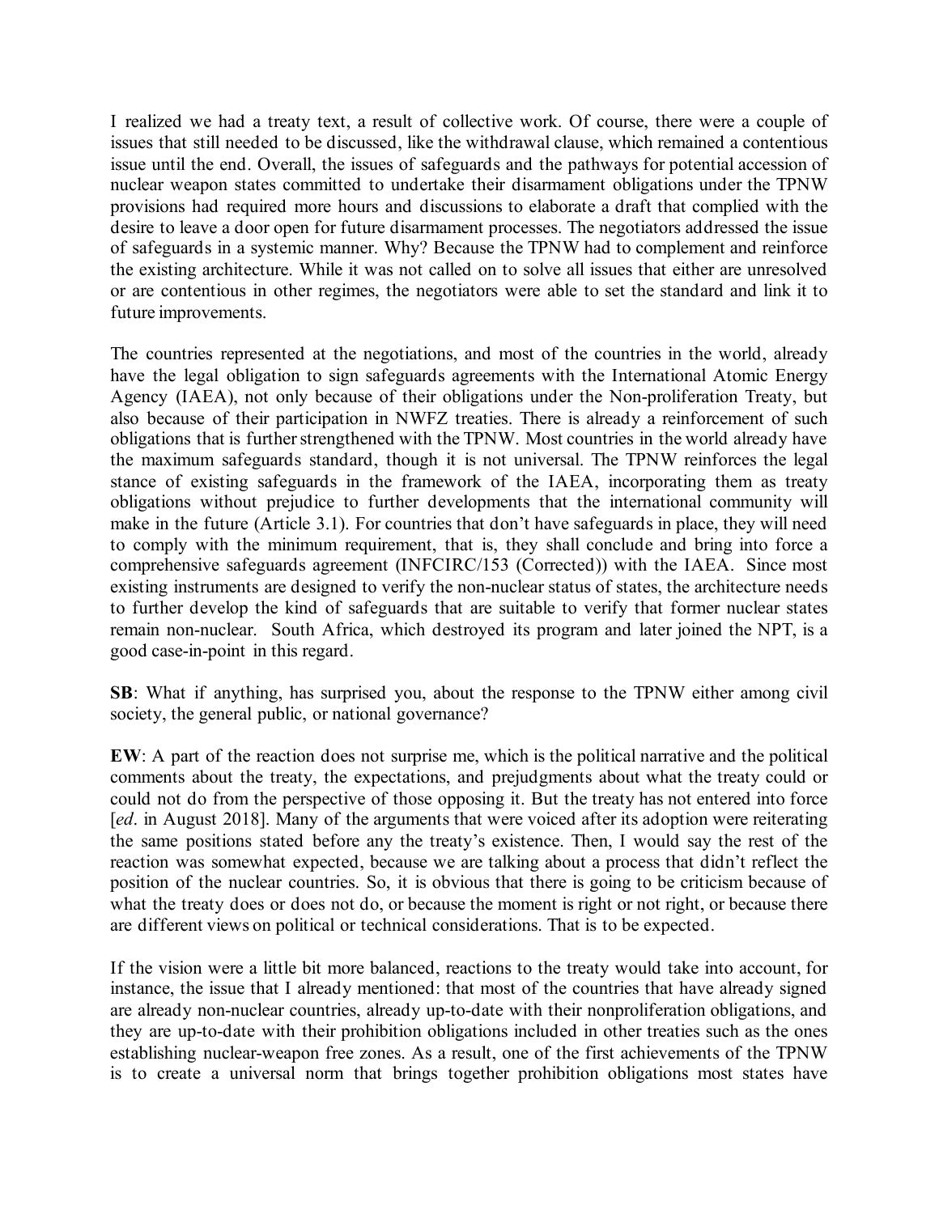I realized we had a treaty text, a result of collective work. Of course, there were a couple of issues that still needed to be discussed, like the withdrawal clause, which remained a contentious issue until the end. Overall, the issues of safeguards and the pathways for potential accession of nuclear weapon states committed to undertake their disarmament obligations under the TPNW provisions had required more hours and discussions to elaborate a draft that complied with the desire to leave a door open for future disarmament processes. The negotiators addressed the issue of safeguards in a systemic manner. Why? Because the TPNW had to complement and reinforce the existing architecture. While it was not called on to solve all issues that either are unresolved or are contentious in other regimes, the negotiators were able to set the standard and link it to future improvements.

The countries represented at the negotiations, and most of the countries in the world, already have the legal obligation to sign safeguards agreements with the International Atomic Energy Agency (IAEA), not only because of their obligations under the Non-proliferation Treaty, but also because of their participation in NWFZ treaties. There is already a reinforcement of such obligations that is further strengthened with the TPNW. Most countries in the world already have the maximum safeguards standard, though it is not universal. The TPNW reinforces the legal stance of existing safeguards in the framework of the IAEA, incorporating them as treaty obligations without prejudice to further developments that the international community will make in the future (Article 3.1). For countries that don't have safeguards in place, they will need to comply with the minimum requirement, that is, they shall conclude and bring into force a comprehensive safeguards agreement (INFCIRC/153 (Corrected)) with the IAEA. Since most existing instruments are designed to verify the non-nuclear status of states, the architecture needs to further develop the kind of safeguards that are suitable to verify that former nuclear states remain non-nuclear. South Africa, which destroyed its program and later joined the NPT, is a good case-in-point in this regard.

**SB**: What if anything, has surprised you, about the response to the TPNW either among civil society, the general public, or national governance?

**EW**: A part of the reaction does not surprise me, which is the political narrative and the political comments about the treaty, the expectations, and prejudgments about what the treaty could or could not do from the perspective of those opposing it. But the treaty has not entered into force [*ed*. in August 2018]. Many of the arguments that were voiced after its adoption were reiterating the same positions stated before any the treaty's existence. Then, I would say the rest of the reaction was somewhat expected, because we are talking about a process that didn't reflect the position of the nuclear countries. So, it is obvious that there is going to be criticism because of what the treaty does or does not do, or because the moment is right or not right, or because there are different views on political or technical considerations. That is to be expected.

If the vision were a little bit more balanced, reactions to the treaty would take into account, for instance, the issue that I already mentioned: that most of the countries that have already signed are already non-nuclear countries, already up-to-date with their nonproliferation obligations, and they are up-to-date with their prohibition obligations included in other treaties such as the ones establishing nuclear-weapon free zones. As a result, one of the first achievements of the TPNW is to create a universal norm that brings together prohibition obligations most states have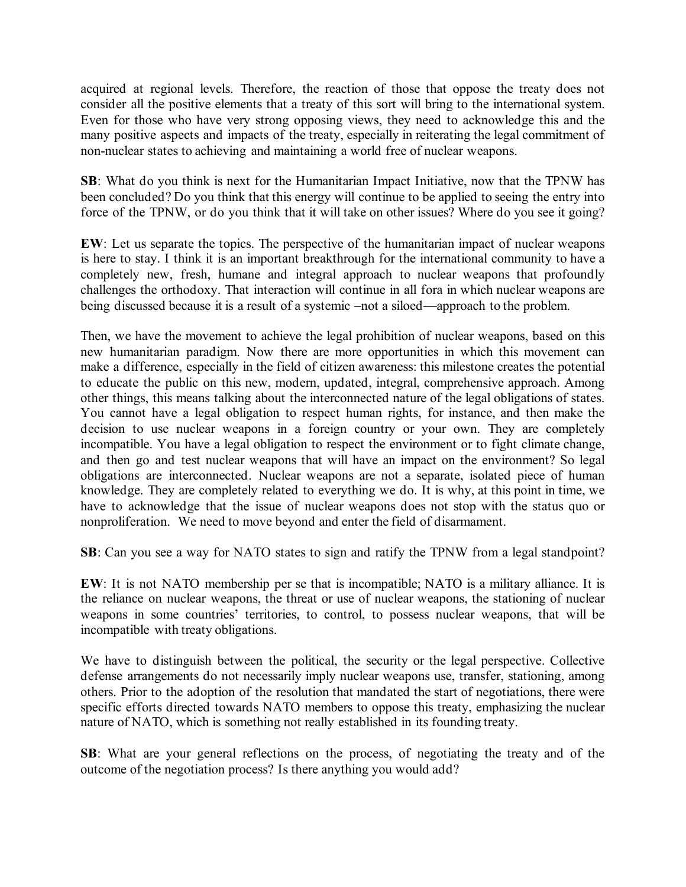acquired at regional levels. Therefore, the reaction of those that oppose the treaty does not consider all the positive elements that a treaty of this sort will bring to the international system. Even for those who have very strong opposing views, they need to acknowledge this and the many positive aspects and impacts of the treaty, especially in reiterating the legal commitment of non-nuclear states to achieving and maintaining a world free of nuclear weapons.

**SB**: What do you think is next for the Humanitarian Impact Initiative, now that the TPNW has been concluded? Do you think that this energy will continue to be applied to seeing the entry into force of the TPNW, or do you think that it will take on other issues? Where do you see it going?

**EW**: Let us separate the topics. The perspective of the humanitarian impact of nuclear weapons is here to stay. I think it is an important breakthrough for the international community to have a completely new, fresh, humane and integral approach to nuclear weapons that profoundly challenges the orthodoxy. That interaction will continue in all fora in which nuclear weapons are being discussed because it is a result of a systemic –not a siloed—approach to the problem.

Then, we have the movement to achieve the legal prohibition of nuclear weapons, based on this new humanitarian paradigm. Now there are more opportunities in which this movement can make a difference, especially in the field of citizen awareness: this milestone creates the potential to educate the public on this new, modern, updated, integral, comprehensive approach. Among other things, this means talking about the interconnected nature of the legal obligations of states. You cannot have a legal obligation to respect human rights, for instance, and then make the decision to use nuclear weapons in a foreign country or your own. They are completely incompatible. You have a legal obligation to respect the environment or to fight climate change, and then go and test nuclear weapons that will have an impact on the environment? So legal obligations are interconnected. Nuclear weapons are not a separate, isolated piece of human knowledge. They are completely related to everything we do. It is why, at this point in time, we have to acknowledge that the issue of nuclear weapons does not stop with the status quo or nonproliferation. We need to move beyond and enter the field of disarmament.

**SB**: Can you see a way for NATO states to sign and ratify the TPNW from a legal standpoint?

**EW**: It is not NATO membership per se that is incompatible; NATO is a military alliance. It is the reliance on nuclear weapons, the threat or use of nuclear weapons, the stationing of nuclear weapons in some countries' territories, to control, to possess nuclear weapons, that will be incompatible with treaty obligations.

We have to distinguish between the political, the security or the legal perspective. Collective defense arrangements do not necessarily imply nuclear weapons use, transfer, stationing, among others. Prior to the adoption of the resolution that mandated the start of negotiations, there were specific efforts directed towards NATO members to oppose this treaty, emphasizing the nuclear nature of NATO, which is something not really established in its founding treaty.

**SB**: What are your general reflections on the process, of negotiating the treaty and of the outcome of the negotiation process? Is there anything you would add?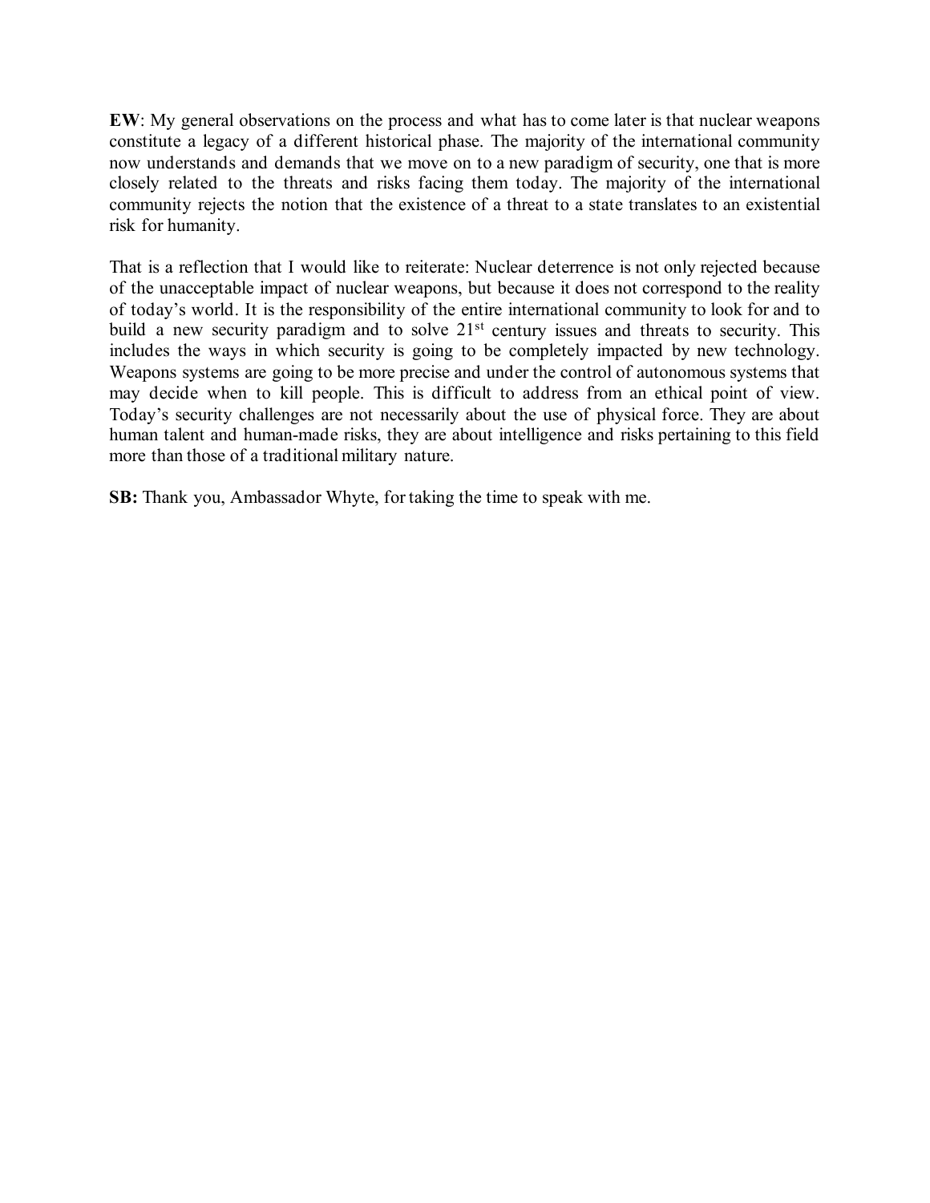**EW**: My general observations on the process and what has to come later is that nuclear weapons constitute a legacy of a different historical phase. The majority of the international community now understands and demands that we move on to a new paradigm of security, one that is more closely related to the threats and risks facing them today. The majority of the international community rejects the notion that the existence of a threat to a state translates to an existential risk for humanity.

That is a reflection that I would like to reiterate: Nuclear deterrence is not only rejected because of the unacceptable impact of nuclear weapons, but because it does not correspond to the reality of today's world. It is the responsibility of the entire international community to look for and to build a new security paradigm and to solve 21st century issues and threats to security. This includes the ways in which security is going to be completely impacted by new technology. Weapons systems are going to be more precise and under the control of autonomous systems that may decide when to kill people. This is difficult to address from an ethical point of view. Today's security challenges are not necessarily about the use of physical force. They are about human talent and human-made risks, they are about intelligence and risks pertaining to this field more than those of a traditional military nature.

**SB:** Thank you, Ambassador Whyte, for taking the time to speak with me.